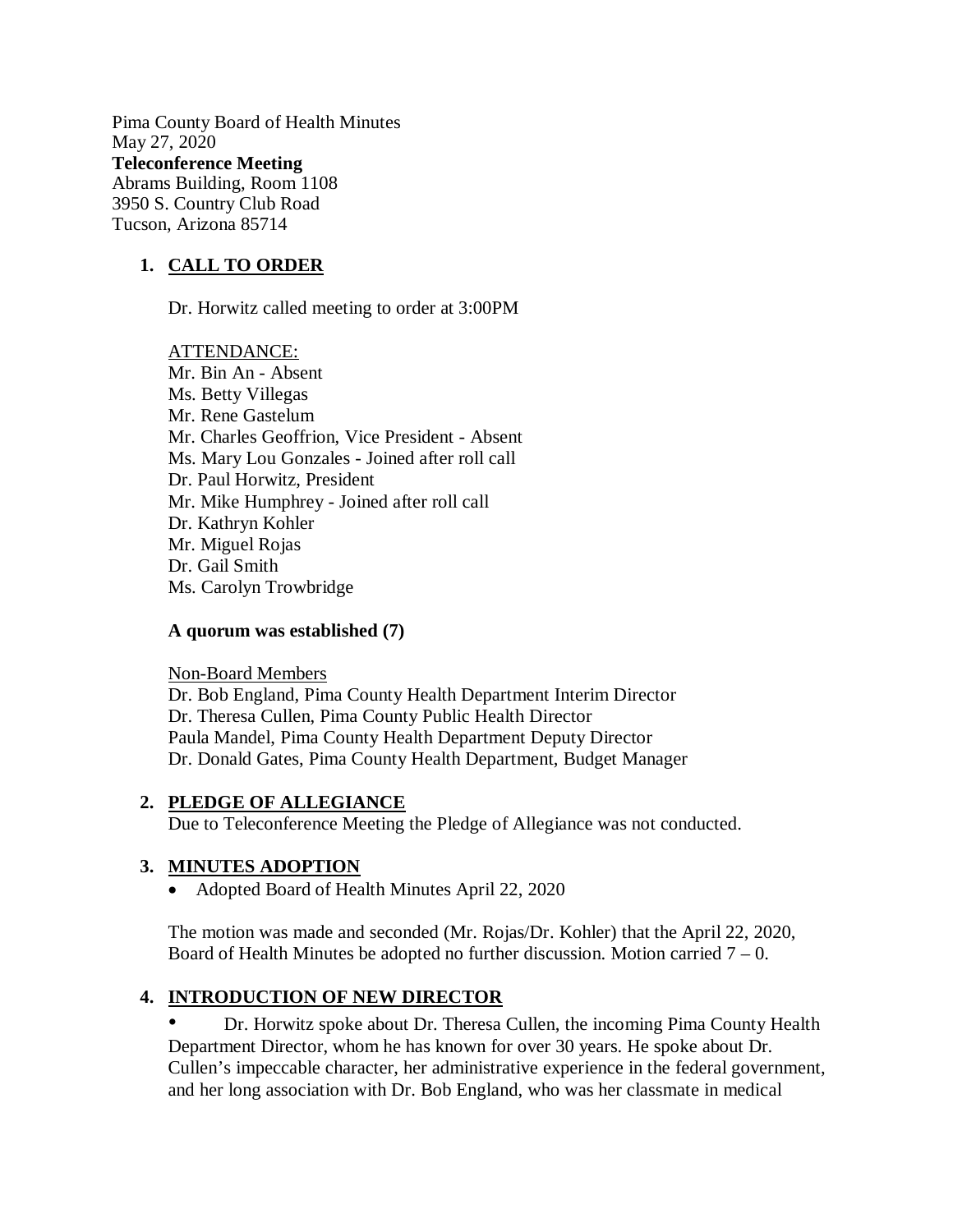Pima County Board of Health Minutes
May 27, 2020
**Teleconference Meeting**
Abrams Building, Room 1108
3950 S. Country Club Road
Tucson, Arizona 85714

## 1. CALL TO ORDER

Dr. Horwitz called meeting to order at 3:00PM

ATTENDANCE:
Mr. Bin An - Absent
Ms. Betty Villegas
Mr. Rene Gastelum
Mr. Charles Geoffrion, Vice President - Absent
Ms. Mary Lou Gonzales - Joined after roll call
Dr. Paul Horwitz, President
Mr. Mike Humphrey - Joined after roll call
Dr. Kathryn Kohler
Mr. Miguel Rojas
Dr. Gail Smith
Ms. Carolyn Trowbridge

**A quorum was established (7)**

Non-Board Members
Dr. Bob England, Pima County Health Department Interim Director
Dr. Theresa Cullen, Pima County Public Health Director
Paula Mandel, Pima County Health Department Deputy Director
Dr. Donald Gates, Pima County Health Department, Budget Manager

## 2. PLEDGE OF ALLEGIANCE

Due to Teleconference Meeting the Pledge of Allegiance was not conducted.

## 3. MINUTES ADOPTION

- Adopted Board of Health Minutes April 22, 2020

The motion was made and seconded (Mr. Rojas/Dr. Kohler) that the April 22, 2020, Board of Health Minutes be adopted no further discussion. Motion carried 7 – 0.

## 4. INTRODUCTION OF NEW DIRECTOR

- Dr. Horwitz spoke about Dr. Theresa Cullen, the incoming Pima County Health Department Director, whom he has known for over 30 years. He spoke about Dr. Cullen's impeccable character, her administrative experience in the federal government, and her long association with Dr. Bob England, who was her classmate in medical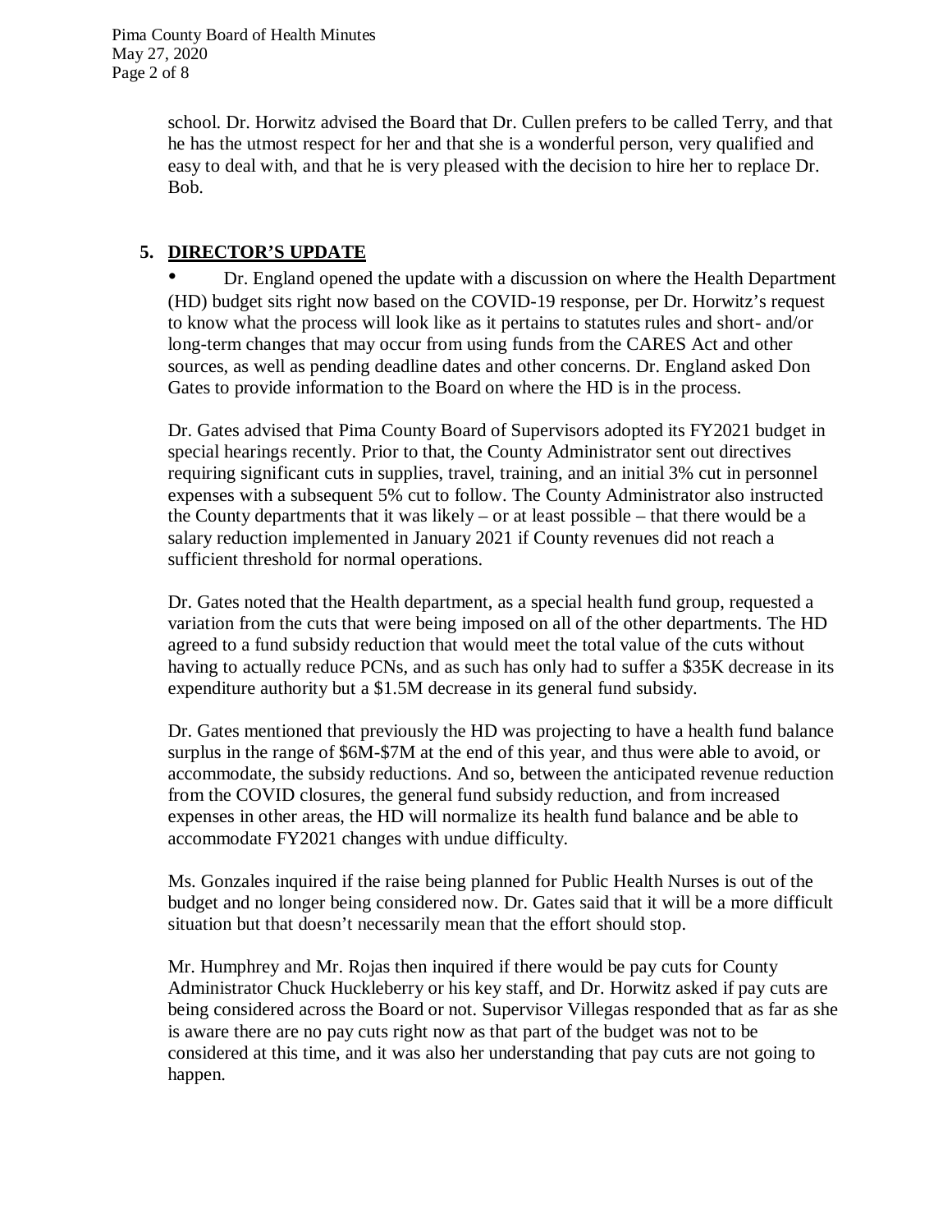school. Dr. Horwitz advised the Board that Dr. Cullen prefers to be called Terry, and that he has the utmost respect for her and that she is a wonderful person, very qualified and easy to deal with, and that he is very pleased with the decision to hire her to replace Dr. Bob.

## 5. DIRECTOR'S UPDATE

- Dr. England opened the update with a discussion on where the Health Department (HD) budget sits right now based on the COVID-19 response, per Dr. Horwitz's request to know what the process will look like as it pertains to statutes rules and short- and/or long-term changes that may occur from using funds from the CARES Act and other sources, as well as pending deadline dates and other concerns. Dr. England asked Don Gates to provide information to the Board on where the HD is in the process.

Dr. Gates advised that Pima County Board of Supervisors adopted its FY2021 budget in special hearings recently. Prior to that, the County Administrator sent out directives requiring significant cuts in supplies, travel, training, and an initial 3% cut in personnel expenses with a subsequent 5% cut to follow. The County Administrator also instructed the County departments that it was likely – or at least possible – that there would be a salary reduction implemented in January 2021 if County revenues did not reach a sufficient threshold for normal operations.

Dr. Gates noted that the Health department, as a special health fund group, requested a variation from the cuts that were being imposed on all of the other departments. The HD agreed to a fund subsidy reduction that would meet the total value of the cuts without having to actually reduce PCNs, and as such has only had to suffer a $35K decrease in its expenditure authority but a $1.5M decrease in its general fund subsidy.

Dr. Gates mentioned that previously the HD was projecting to have a health fund balance surplus in the range of $6M-$7M at the end of this year, and thus were able to avoid, or accommodate, the subsidy reductions. And so, between the anticipated revenue reduction from the COVID closures, the general fund subsidy reduction, and from increased expenses in other areas, the HD will normalize its health fund balance and be able to accommodate FY2021 changes with undue difficulty.

Ms. Gonzales inquired if the raise being planned for Public Health Nurses is out of the budget and no longer being considered now. Dr. Gates said that it will be a more difficult situation but that doesn't necessarily mean that the effort should stop.

Mr. Humphrey and Mr. Rojas then inquired if there would be pay cuts for County Administrator Chuck Huckleberry or his key staff, and Dr. Horwitz asked if pay cuts are being considered across the Board or not. Supervisor Villegas responded that as far as she is aware there are no pay cuts right now as that part of the budget was not to be considered at this time, and it was also her understanding that pay cuts are not going to happen.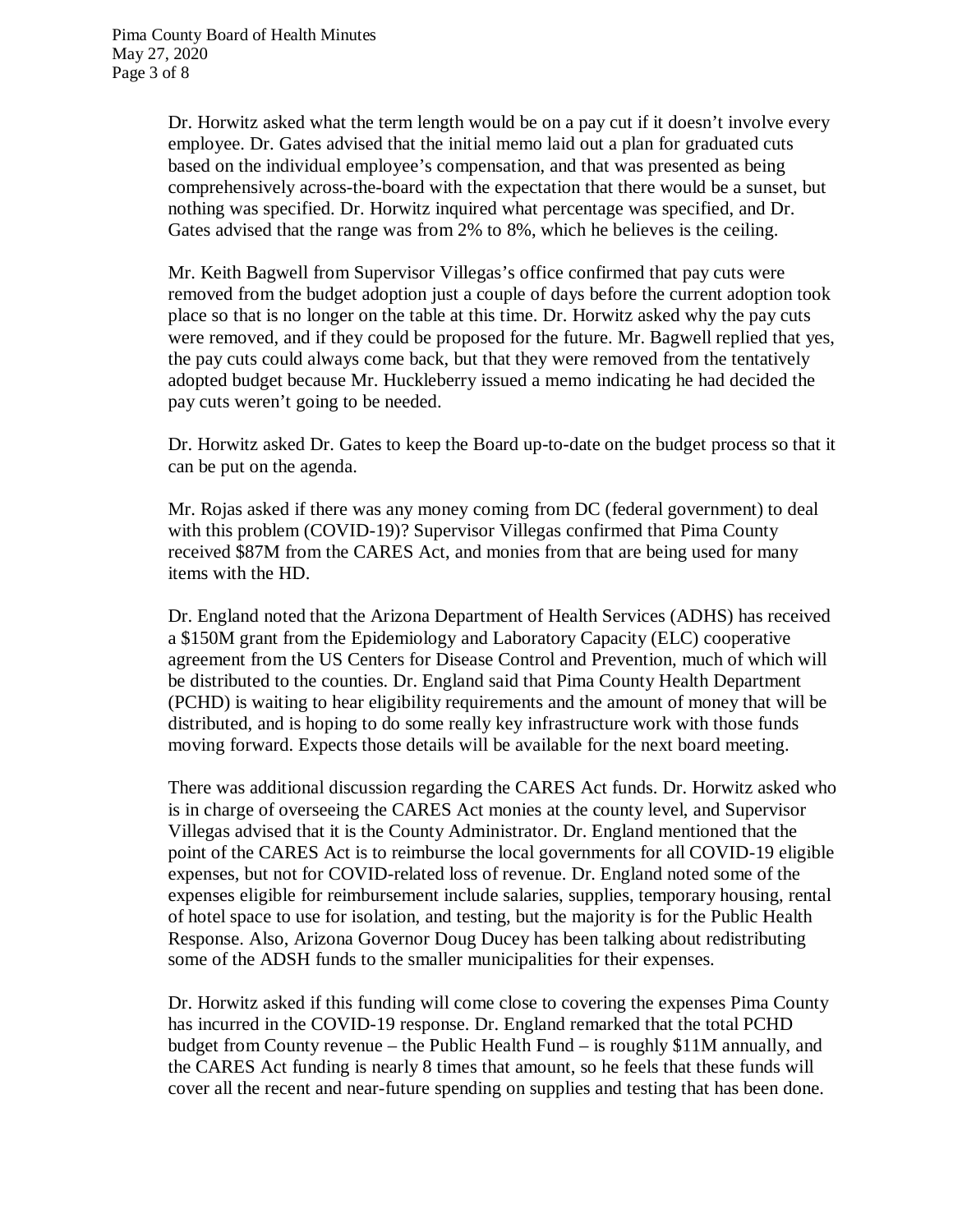Dr. Horwitz asked what the term length would be on a pay cut if it doesn't involve every employee. Dr. Gates advised that the initial memo laid out a plan for graduated cuts based on the individual employee's compensation, and that was presented as being comprehensively across-the-board with the expectation that there would be a sunset, but nothing was specified. Dr. Horwitz inquired what percentage was specified, and Dr. Gates advised that the range was from 2% to 8%, which he believes is the ceiling.

Mr. Keith Bagwell from Supervisor Villegas's office confirmed that pay cuts were removed from the budget adoption just a couple of days before the current adoption took place so that is no longer on the table at this time. Dr. Horwitz asked why the pay cuts were removed, and if they could be proposed for the future. Mr. Bagwell replied that yes, the pay cuts could always come back, but that they were removed from the tentatively adopted budget because Mr. Huckleberry issued a memo indicating he had decided the pay cuts weren't going to be needed.

Dr. Horwitz asked Dr. Gates to keep the Board up-to-date on the budget process so that it can be put on the agenda.

Mr. Rojas asked if there was any money coming from DC (federal government) to deal with this problem (COVID-19)? Supervisor Villegas confirmed that Pima County received $87M from the CARES Act, and monies from that are being used for many items with the HD.

Dr. England noted that the Arizona Department of Health Services (ADHS) has received a $150M grant from the Epidemiology and Laboratory Capacity (ELC) cooperative agreement from the US Centers for Disease Control and Prevention, much of which will be distributed to the counties. Dr. England said that Pima County Health Department (PCHD) is waiting to hear eligibility requirements and the amount of money that will be distributed, and is hoping to do some really key infrastructure work with those funds moving forward. Expects those details will be available for the next board meeting.

There was additional discussion regarding the CARES Act funds. Dr. Horwitz asked who is in charge of overseeing the CARES Act monies at the county level, and Supervisor Villegas advised that it is the County Administrator. Dr. England mentioned that the point of the CARES Act is to reimburse the local governments for all COVID-19 eligible expenses, but not for COVID-related loss of revenue. Dr. England noted some of the expenses eligible for reimbursement include salaries, supplies, temporary housing, rental of hotel space to use for isolation, and testing, but the majority is for the Public Health Response. Also, Arizona Governor Doug Ducey has been talking about redistributing some of the ADSH funds to the smaller municipalities for their expenses.

Dr. Horwitz asked if this funding will come close to covering the expenses Pima County has incurred in the COVID-19 response. Dr. England remarked that the total PCHD budget from County revenue – the Public Health Fund – is roughly $11M annually, and the CARES Act funding is nearly 8 times that amount, so he feels that these funds will cover all the recent and near-future spending on supplies and testing that has been done.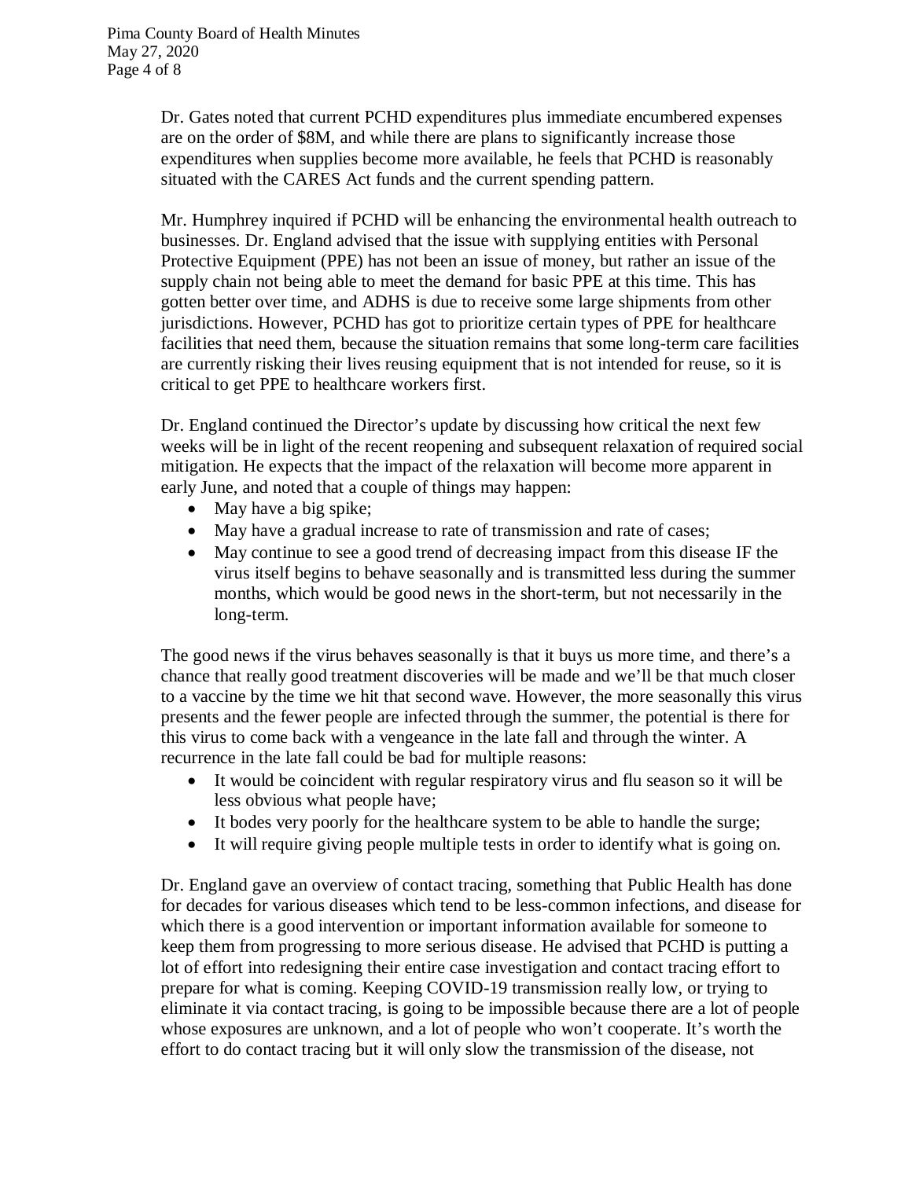Dr. Gates noted that current PCHD expenditures plus immediate encumbered expenses are on the order of $8M, and while there are plans to significantly increase those expenditures when supplies become more available, he feels that PCHD is reasonably situated with the CARES Act funds and the current spending pattern.

Mr. Humphrey inquired if PCHD will be enhancing the environmental health outreach to businesses. Dr. England advised that the issue with supplying entities with Personal Protective Equipment (PPE) has not been an issue of money, but rather an issue of the supply chain not being able to meet the demand for basic PPE at this time. This has gotten better over time, and ADHS is due to receive some large shipments from other jurisdictions. However, PCHD has got to prioritize certain types of PPE for healthcare facilities that need them, because the situation remains that some long-term care facilities are currently risking their lives reusing equipment that is not intended for reuse, so it is critical to get PPE to healthcare workers first.

Dr. England continued the Director's update by discussing how critical the next few weeks will be in light of the recent reopening and subsequent relaxation of required social mitigation. He expects that the impact of the relaxation will become more apparent in early June, and noted that a couple of things may happen:

- May have a big spike;
- May have a gradual increase to rate of transmission and rate of cases;
- May continue to see a good trend of decreasing impact from this disease IF the virus itself begins to behave seasonally and is transmitted less during the summer months, which would be good news in the short-term, but not necessarily in the long-term.

The good news if the virus behaves seasonally is that it buys us more time, and there's a chance that really good treatment discoveries will be made and we'll be that much closer to a vaccine by the time we hit that second wave. However, the more seasonally this virus presents and the fewer people are infected through the summer, the potential is there for this virus to come back with a vengeance in the late fall and through the winter. A recurrence in the late fall could be bad for multiple reasons:

- It would be coincident with regular respiratory virus and flu season so it will be less obvious what people have;
- It bodes very poorly for the healthcare system to be able to handle the surge;
- It will require giving people multiple tests in order to identify what is going on.

Dr. England gave an overview of contact tracing, something that Public Health has done for decades for various diseases which tend to be less-common infections, and disease for which there is a good intervention or important information available for someone to keep them from progressing to more serious disease. He advised that PCHD is putting a lot of effort into redesigning their entire case investigation and contact tracing effort to prepare for what is coming. Keeping COVID-19 transmission really low, or trying to eliminate it via contact tracing, is going to be impossible because there are a lot of people whose exposures are unknown, and a lot of people who won't cooperate. It's worth the effort to do contact tracing but it will only slow the transmission of the disease, not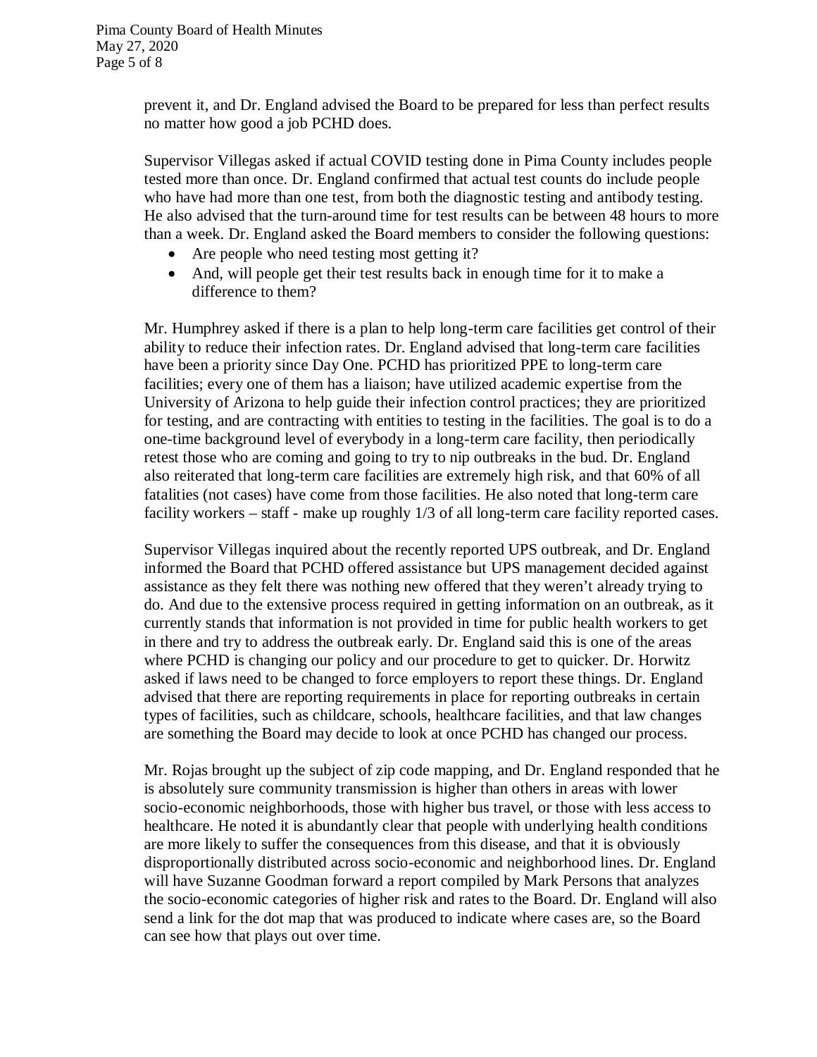prevent it, and Dr. England advised the Board to be prepared for less than perfect results no matter how good a job PCHD does.

Supervisor Villegas asked if actual COVID testing done in Pima County includes people tested more than once. Dr. England confirmed that actual test counts do include people who have had more than one test, from both the diagnostic testing and antibody testing. He also advised that the turn-around time for test results can be between 48 hours to more than a week. Dr. England asked the Board members to consider the following questions:

- Are people who need testing most getting it?
- And, will people get their test results back in enough time for it to make a difference to them?

Mr. Humphrey asked if there is a plan to help long-term care facilities get control of their ability to reduce their infection rates. Dr. England advised that long-term care facilities have been a priority since Day One. PCHD has prioritized PPE to long-term care facilities; every one of them has a liaison; have utilized academic expertise from the University of Arizona to help guide their infection control practices; they are prioritized for testing, and are contracting with entities to testing in the facilities. The goal is to do a one-time background level of everybody in a long-term care facility, then periodically retest those who are coming and going to try to nip outbreaks in the bud. Dr. England also reiterated that long-term care facilities are extremely high risk, and that 60% of all fatalities (not cases) have come from those facilities. He also noted that long-term care facility workers – staff - make up roughly 1/3 of all long-term care facility reported cases.

Supervisor Villegas inquired about the recently reported UPS outbreak, and Dr. England informed the Board that PCHD offered assistance but UPS management decided against assistance as they felt there was nothing new offered that they weren't already trying to do. And due to the extensive process required in getting information on an outbreak, as it currently stands that information is not provided in time for public health workers to get in there and try to address the outbreak early. Dr. England said this is one of the areas where PCHD is changing our policy and our procedure to get to quicker. Dr. Horwitz asked if laws need to be changed to force employers to report these things. Dr. England advised that there are reporting requirements in place for reporting outbreaks in certain types of facilities, such as childcare, schools, healthcare facilities, and that law changes are something the Board may decide to look at once PCHD has changed our process.

Mr. Rojas brought up the subject of zip code mapping, and Dr. England responded that he is absolutely sure community transmission is higher than others in areas with lower socio-economic neighborhoods, those with higher bus travel, or those with less access to healthcare. He noted it is abundantly clear that people with underlying health conditions are more likely to suffer the consequences from this disease, and that it is obviously disproportionally distributed across socio-economic and neighborhood lines. Dr. England will have Suzanne Goodman forward a report compiled by Mark Persons that analyzes the socio-economic categories of higher risk and rates to the Board. Dr. England will also send a link for the dot map that was produced to indicate where cases are, so the Board can see how that plays out over time.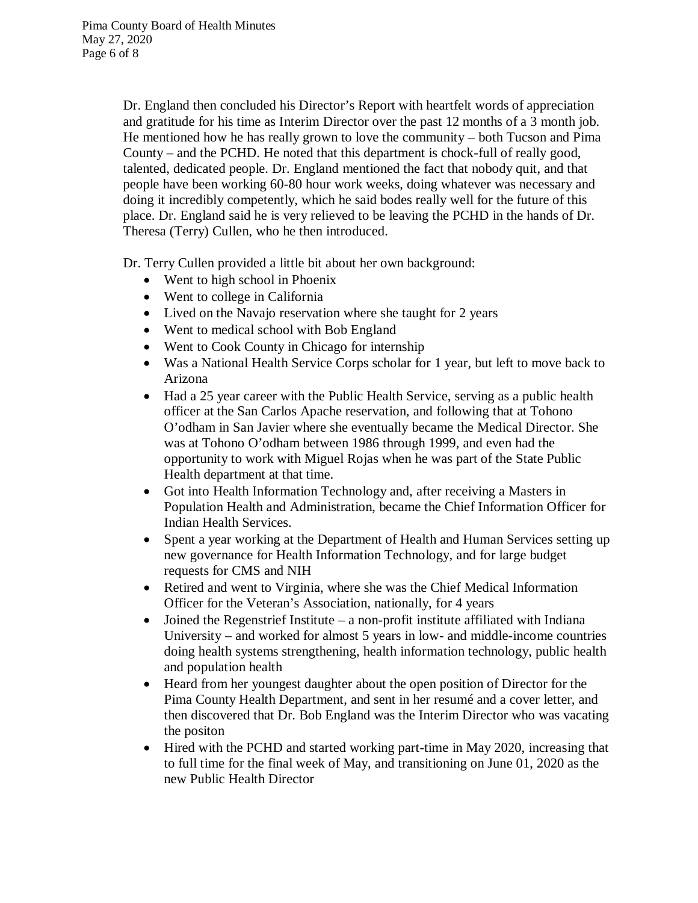Dr. England then concluded his Director's Report with heartfelt words of appreciation and gratitude for his time as Interim Director over the past 12 months of a 3 month job. He mentioned how he has really grown to love the community – both Tucson and Pima County – and the PCHD. He noted that this department is chock-full of really good, talented, dedicated people. Dr. England mentioned the fact that nobody quit, and that people have been working 60-80 hour work weeks, doing whatever was necessary and doing it incredibly competently, which he said bodes really well for the future of this place. Dr. England said he is very relieved to be leaving the PCHD in the hands of Dr. Theresa (Terry) Cullen, who he then introduced.

Dr. Terry Cullen provided a little bit about her own background:

- Went to high school in Phoenix
- Went to college in California
- Lived on the Navajo reservation where she taught for 2 years
- Went to medical school with Bob England
- Went to Cook County in Chicago for internship
- Was a National Health Service Corps scholar for 1 year, but left to move back to Arizona
- Had a 25 year career with the Public Health Service, serving as a public health officer at the San Carlos Apache reservation, and following that at Tohono O'odham in San Javier where she eventually became the Medical Director. She was at Tohono O'odham between 1986 through 1999, and even had the opportunity to work with Miguel Rojas when he was part of the State Public Health department at that time.
- Got into Health Information Technology and, after receiving a Masters in Population Health and Administration, became the Chief Information Officer for Indian Health Services.
- Spent a year working at the Department of Health and Human Services setting up new governance for Health Information Technology, and for large budget requests for CMS and NIH
- Retired and went to Virginia, where she was the Chief Medical Information Officer for the Veteran's Association, nationally, for 4 years
- Joined the Regenstrief Institute – a non-profit institute affiliated with Indiana University – and worked for almost 5 years in low- and middle-income countries doing health systems strengthening, health information technology, public health and population health
- Heard from her youngest daughter about the open position of Director for the Pima County Health Department, and sent in her resumé and a cover letter, and then discovered that Dr. Bob England was the Interim Director who was vacating the positon
- Hired with the PCHD and started working part-time in May 2020, increasing that to full time for the final week of May, and transitioning on June 01, 2020 as the new Public Health Director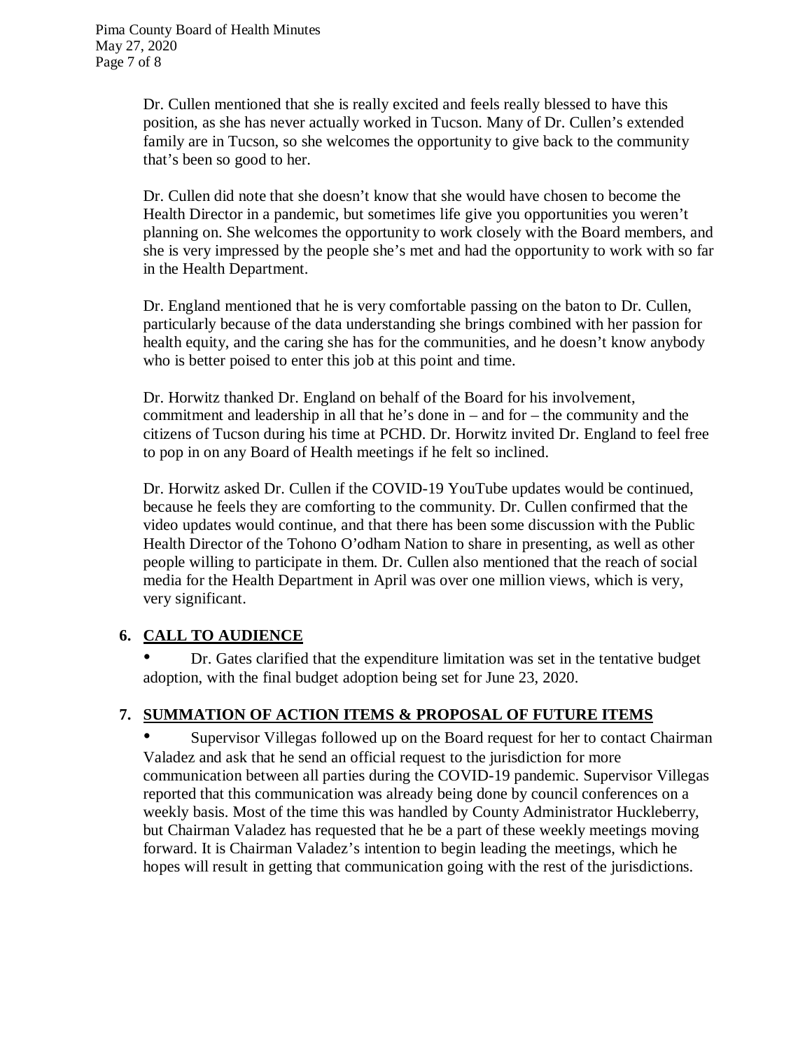Dr. Cullen mentioned that she is really excited and feels really blessed to have this position, as she has never actually worked in Tucson. Many of Dr. Cullen's extended family are in Tucson, so she welcomes the opportunity to give back to the community that's been so good to her.

Dr. Cullen did note that she doesn't know that she would have chosen to become the Health Director in a pandemic, but sometimes life give you opportunities you weren't planning on. She welcomes the opportunity to work closely with the Board members, and she is very impressed by the people she's met and had the opportunity to work with so far in the Health Department.

Dr. England mentioned that he is very comfortable passing on the baton to Dr. Cullen, particularly because of the data understanding she brings combined with her passion for health equity, and the caring she has for the communities, and he doesn't know anybody who is better poised to enter this job at this point and time.

Dr. Horwitz thanked Dr. England on behalf of the Board for his involvement, commitment and leadership in all that he's done in – and for – the community and the citizens of Tucson during his time at PCHD. Dr. Horwitz invited Dr. England to feel free to pop in on any Board of Health meetings if he felt so inclined.

Dr. Horwitz asked Dr. Cullen if the COVID-19 YouTube updates would be continued, because he feels they are comforting to the community. Dr. Cullen confirmed that the video updates would continue, and that there has been some discussion with the Public Health Director of the Tohono O'odham Nation to share in presenting, as well as other people willing to participate in them. Dr. Cullen also mentioned that the reach of social media for the Health Department in April was over one million views, which is very, very significant.

## 6. <u>CALL TO AUDIENCE</u>

- Dr. Gates clarified that the expenditure limitation was set in the tentative budget adoption, with the final budget adoption being set for June 23, 2020.

## 7. <u>SUMMATION OF ACTION ITEMS & PROPOSAL OF FUTURE ITEMS</u>

- Supervisor Villegas followed up on the Board request for her to contact Chairman Valadez and ask that he send an official request to the jurisdiction for more communication between all parties during the COVID-19 pandemic. Supervisor Villegas reported that this communication was already being done by council conferences on a weekly basis. Most of the time this was handled by County Administrator Huckleberry, but Chairman Valadez has requested that he be a part of these weekly meetings moving forward. It is Chairman Valadez's intention to begin leading the meetings, which he hopes will result in getting that communication going with the rest of the jurisdictions.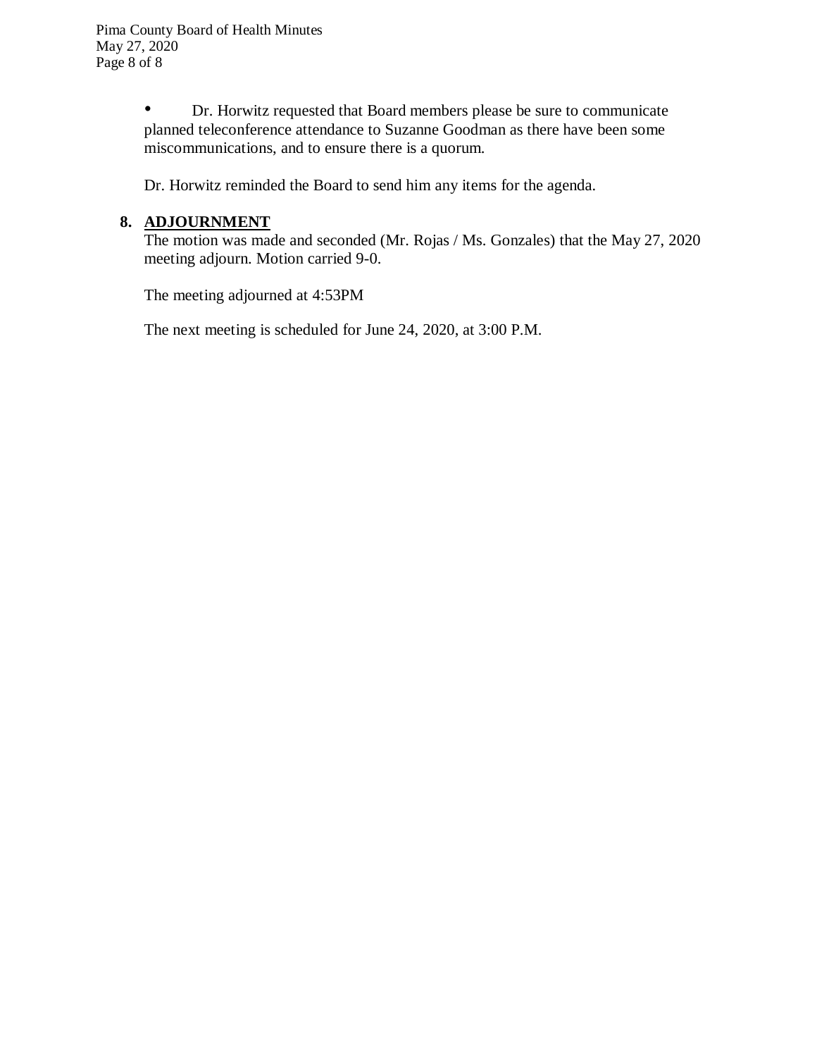- Dr. Horwitz requested that Board members please be sure to communicate planned teleconference attendance to Suzanne Goodman as there have been some miscommunications, and to ensure there is a quorum.

Dr. Horwitz reminded the Board to send him any items for the agenda.

**8. ADJOURNMENT**

The motion was made and seconded (Mr. Rojas / Ms. Gonzales) that the May 27, 2020 meeting adjourn. Motion carried 9-0.

The meeting adjourned at 4:53PM

The next meeting is scheduled for June 24, 2020, at 3:00 P.M.